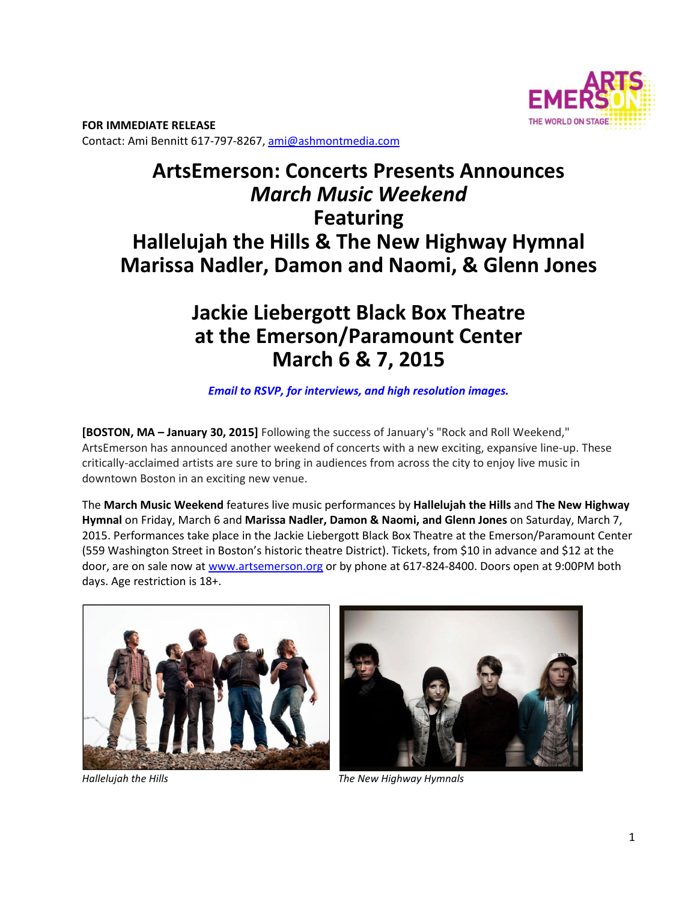**FOR IMMEDIATE RELEASE**
Contact: Ami Bennitt 617-797-8267, ami@ashmontmedia.com

# ArtsEmerson: Concerts Presents Announces *March Music Weekend* Featuring Hallelujah the Hills & The New Highway Hymnal Marissa Nadler, Damon and Naomi, & Glenn Jones

## Jackie Liebergott Black Box Theatre at the Emerson/Paramount Center March 6 & 7, 2015

***Email to RSVP, for interviews, and high resolution images.***

**[BOSTON, MA – January 30, 2015]** Following the success of January's "Rock and Roll Weekend," ArtsEmerson has announced another weekend of concerts with a new exciting, expansive line-up. These critically-acclaimed artists are sure to bring in audiences from across the city to enjoy live music in downtown Boston in an exciting new venue.

The **March Music Weekend** features live music performances by **Hallelujah the Hills** and **The New Highway Hymnal** on Friday, March 6 and **Marissa Nadler, Damon & Naomi, and Glenn Jones** on Saturday, March 7, 2015. Performances take place in the Jackie Liebergott Black Box Theatre at the Emerson/Paramount Center (559 Washington Street in Boston's historic theatre District). Tickets, from $10 in advance and $12 at the door, are on sale now at www.artsemerson.org or by phone at 617-824-8400. Doors open at 9:00PM both days. Age restriction is 18+.

*Hallelujah the Hills*

*The New Highway Hymnals*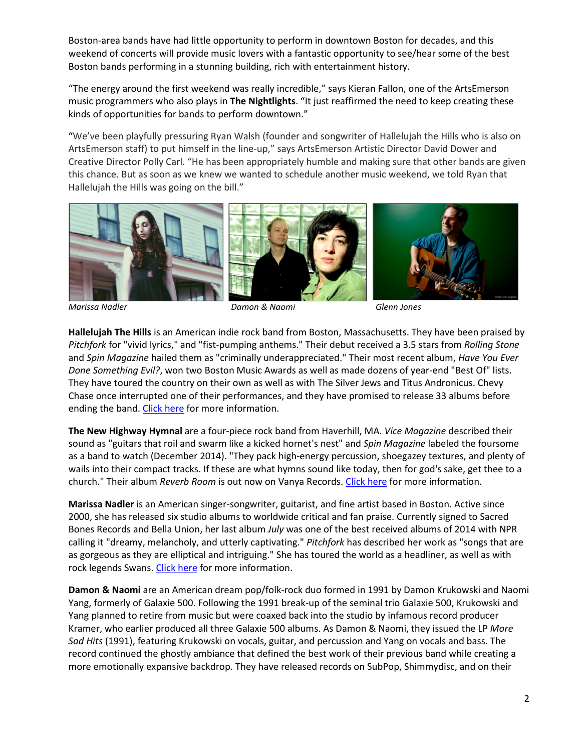Boston-area bands have had little opportunity to perform in downtown Boston for decades, and this weekend of concerts will provide music lovers with a fantastic opportunity to see/hear some of the best Boston bands performing in a stunning building, rich with entertainment history.

"The energy around the first weekend was really incredible," says Kieran Fallon, one of the ArtsEmerson music programmers who also plays in **The Nightlights**. "It just reaffirmed the need to keep creating these kinds of opportunities for bands to perform downtown."

"We've been playfully pressuring Ryan Walsh (founder and songwriter of Hallelujah the Hills who is also on ArtsEmerson staff) to put himself in the line-up," says ArtsEmerson Artistic Director David Dower and Creative Director Polly Carl. "He has been appropriately humble and making sure that other bands are given this chance. But as soon as we knew we wanted to schedule another music weekend, we told Ryan that Hallelujah the Hills was going on the bill."

*Marissa Nadler* *Damon & Naomi* *Glenn Jones*

**Hallelujah The Hills** is an American indie rock band from Boston, Massachusetts. They have been praised by *Pitchfork* for "vivid lyrics," and "fist-pumping anthems." Their debut received a 3.5 stars from *Rolling Stone* and *Spin Magazine* hailed them as "criminally underappreciated." Their most recent album, *Have You Ever Done Something Evil?*, won two Boston Music Awards as well as made dozens of year-end "Best Of" lists. They have toured the country on their own as well as with The Silver Jews and Titus Andronicus. Chevy Chase once interrupted one of their performances, and they have promised to release 33 albums before ending the band. Click here for more information.

**The New Highway Hymnal** are a four-piece rock band from Haverhill, MA. *Vice Magazine* described their sound as "guitars that roil and swarm like a kicked hornet's nest" and *Spin Magazine* labeled the foursome as a band to watch (December 2014). "They pack high-energy percussion, shoegazey textures, and plenty of wails into their compact tracks. If these are what hymns sound like today, then for god's sake, get thee to a church." Their album *Reverb Room* is out now on Vanya Records. Click here for more information.

**Marissa Nadler** is an American singer-songwriter, guitarist, and fine artist based in Boston. Active since 2000, she has released six studio albums to worldwide critical and fan praise. Currently signed to Sacred Bones Records and Bella Union, her last album *July* was one of the best received albums of 2014 with NPR calling it "dreamy, melancholy, and utterly captivating." *Pitchfork* has described her work as "songs that are as gorgeous as they are elliptical and intriguing." She has toured the world as a headliner, as well as with rock legends Swans. Click here for more information.

**Damon & Naomi** are an American dream pop/folk-rock duo formed in 1991 by Damon Krukowski and Naomi Yang, formerly of Galaxie 500. Following the 1991 break-up of the seminal trio Galaxie 500, Krukowski and Yang planned to retire from music but were coaxed back into the studio by infamous record producer Kramer, who earlier produced all three Galaxie 500 albums. As Damon & Naomi, they issued the LP *More Sad Hits* (1991), featuring Krukowski on vocals, guitar, and percussion and Yang on vocals and bass. The record continued the ghostly ambiance that defined the best work of their previous band while creating a more emotionally expansive backdrop. They have released records on SubPop, Shimmydisc, and on their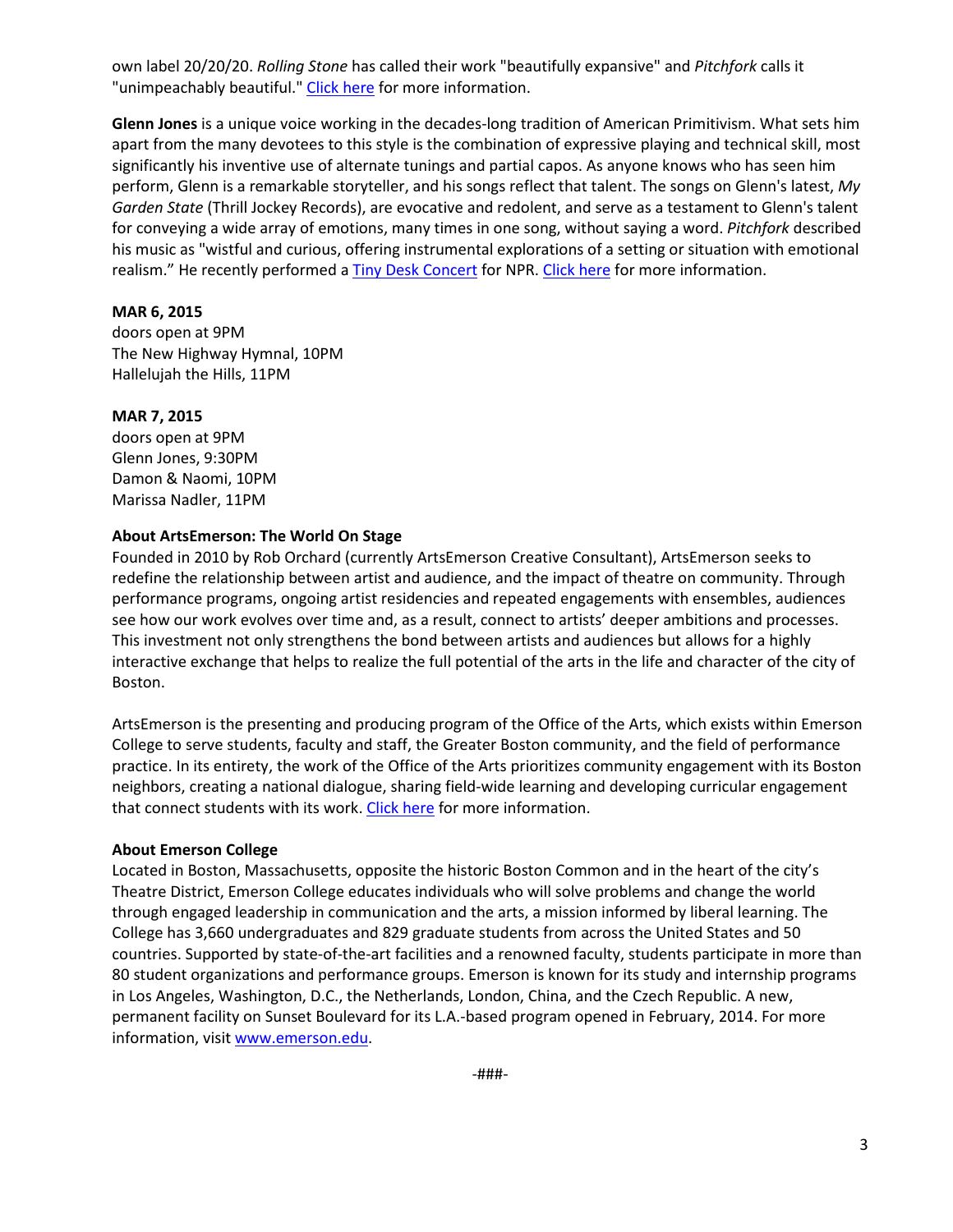own label 20/20/20. *Rolling Stone* has called their work "beautifully expansive" and *Pitchfork* calls it "unimpeachably beautiful." Click here for more information.

**Glenn Jones** is a unique voice working in the decades-long tradition of American Primitivism. What sets him apart from the many devotees to this style is the combination of expressive playing and technical skill, most significantly his inventive use of alternate tunings and partial capos. As anyone knows who has seen him perform, Glenn is a remarkable storyteller, and his songs reflect that talent. The songs on Glenn's latest, *My Garden State* (Thrill Jockey Records), are evocative and redolent, and serve as a testament to Glenn's talent for conveying a wide array of emotions, many times in one song, without saying a word. *Pitchfork* described his music as "wistful and curious, offering instrumental explorations of a setting or situation with emotional realism." He recently performed a Tiny Desk Concert for NPR. Click here for more information.

**MAR 6, 2015**
doors open at 9PM
The New Highway Hymnal, 10PM
Hallelujah the Hills, 11PM

**MAR 7, 2015**
doors open at 9PM
Glenn Jones, 9:30PM
Damon & Naomi, 10PM
Marissa Nadler, 11PM

**About ArtsEmerson: The World On Stage**
Founded in 2010 by Rob Orchard (currently ArtsEmerson Creative Consultant), ArtsEmerson seeks to redefine the relationship between artist and audience, and the impact of theatre on community. Through performance programs, ongoing artist residencies and repeated engagements with ensembles, audiences see how our work evolves over time and, as a result, connect to artists' deeper ambitions and processes. This investment not only strengthens the bond between artists and audiences but allows for a highly interactive exchange that helps to realize the full potential of the arts in the life and character of the city of Boston.

ArtsEmerson is the presenting and producing program of the Office of the Arts, which exists within Emerson College to serve students, faculty and staff, the Greater Boston community, and the field of performance practice. In its entirety, the work of the Office of the Arts prioritizes community engagement with its Boston neighbors, creating a national dialogue, sharing field-wide learning and developing curricular engagement that connect students with its work. Click here for more information.

**About Emerson College**
Located in Boston, Massachusetts, opposite the historic Boston Common and in the heart of the city's Theatre District, Emerson College educates individuals who will solve problems and change the world through engaged leadership in communication and the arts, a mission informed by liberal learning. The College has 3,660 undergraduates and 829 graduate students from across the United States and 50 countries. Supported by state-of-the-art facilities and a renowned faculty, students participate in more than 80 student organizations and performance groups. Emerson is known for its study and internship programs in Los Angeles, Washington, D.C., the Netherlands, London, China, and the Czech Republic. A new, permanent facility on Sunset Boulevard for its L.A.-based program opened in February, 2014. For more information, visit www.emerson.edu.

-###-